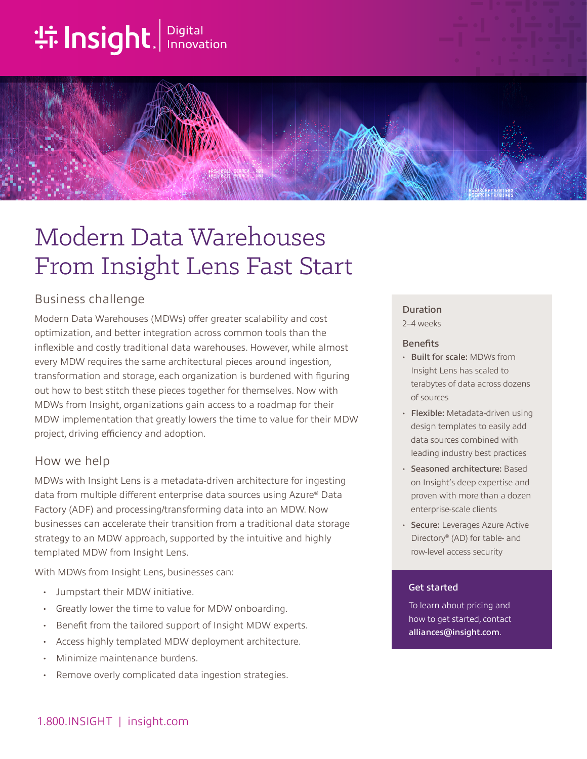# Modern Data Warehouses From Insight Lens Fast Start

## Business challenge

Modern Data Warehouses (MDWs) offer greater scalability and cost optimization, and better integration across common tools than the inflexible and costly traditional data warehouses. However, while almost every MDW requires the same architectural pieces around ingestion, transformation and storage, each organization is burdened with figuring out how to best stitch these pieces together for themselves. Now with MDWs from Insight, organizations gain access to a roadmap for their MDW implementation that greatly lowers the time to value for their MDW project, driving efficiency and adoption.

## How we help

MDWs with Insight Lens is a metadata-driven architecture for ingesting data from multiple different enterprise data sources using Azure® Data Factory (ADF) and processing/transforming data into an MDW. Now businesses can accelerate their transition from a traditional data storage strategy to an MDW approach, supported by the intuitive and highly templated MDW from Insight Lens.

With MDWs from Insight Lens, businesses can:

- Jumpstart their MDW initiative.
- Greatly lower the time to value for MDW onboarding.
- Benefit from the tailored support of Insight MDW experts.
- Access highly templated MDW deployment architecture.
- Minimize maintenance burdens.
- Remove overly complicated data ingestion strategies.

### Duration

2–4 weeks

### Benefits

- **Built for scale:** MDWs from Insight Lens has scaled to terabytes of data across dozens of sources
- **Flexible:** Metadata-driven using design templates to easily add data sources combined with leading industry best practices
- **Seasoned architecture:** Based on Insight's deep expertise and proven with more than a dozen enterprise-scale clients
- **Secure:** Leverages Azure Active Directory® (AD) for table- and row-level access security

### Get started

To learn about pricing and how to get started, contact **alliances@insight.com**.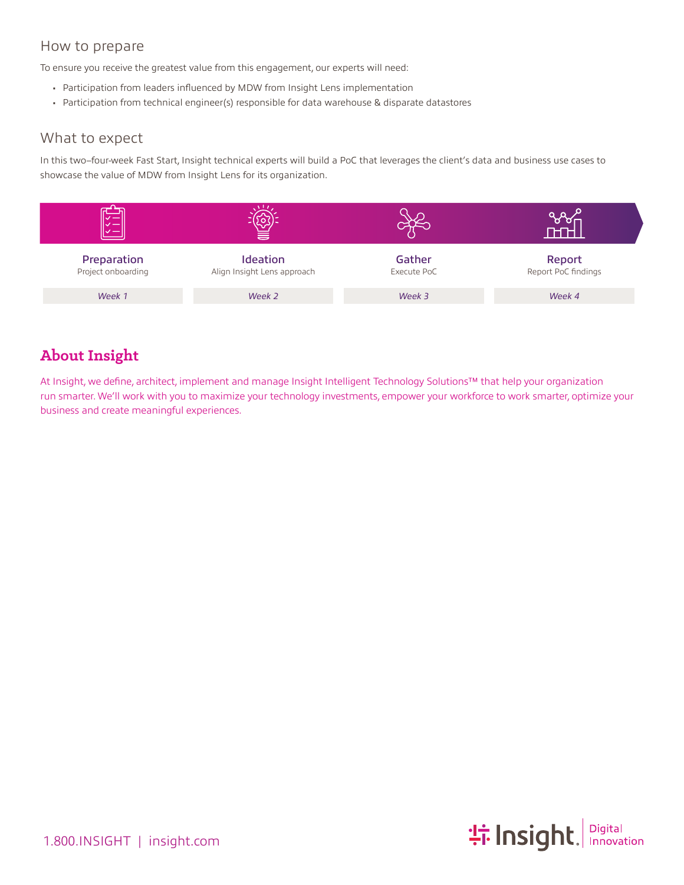## How to prepare

To ensure you receive the greatest value from this engagement, our experts will need:

- Participation from leaders influenced by MDW from Insight Lens implementation
- Participation from technical engineer(s) responsible for data warehouse & disparate datastores

## What to expect

In this two–four-week Fast Start, Insight technical experts will build a PoC that leverages the client's data and business use cases to showcase the value of MDW from Insight Lens for its organization.

| Preparation | Ideation | Gather | Report |
|---|---|---|---|
| Project onboarding | Align Insight Lens approach | Execute PoC | Report PoC findings |
| *Week 1* | *Week 2* | *Week 3* | *Week 4* |

## About Insight

At Insight, we define, architect, implement and manage Insight Intelligent Technology Solutions™ that help your organization run smarter. We'll work with you to maximize your technology investments, empower your workforce to work smarter, optimize your business and create meaningful experiences.

1.800.INSIGHT | insight.com

Insight. Digital Innovation